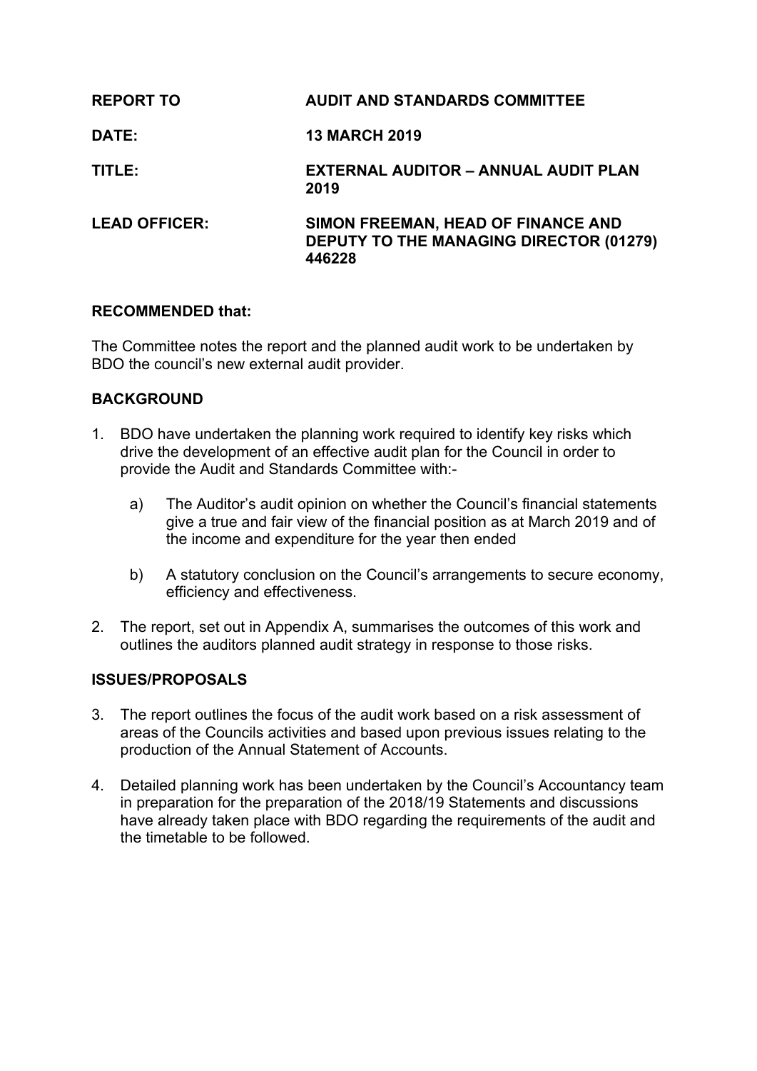| | |
|---|---|
| **REPORT TO** | **AUDIT AND STANDARDS COMMITTEE** |
| **DATE:** | **13 MARCH 2019** |
| **TITLE:** | **EXTERNAL AUDITOR – ANNUAL AUDIT PLAN 2019** |
| **LEAD OFFICER:** | **SIMON FREEMAN, HEAD OF FINANCE AND DEPUTY TO THE MANAGING DIRECTOR (01279) 446228** |

**RECOMMENDED that:**

The Committee notes the report and the planned audit work to be undertaken by BDO the council's new external audit provider.

**BACKGROUND**

1. BDO have undertaken the planning work required to identify key risks which drive the development of an effective audit plan for the Council in order to provide the Audit and Standards Committee with:-

   a) The Auditor's audit opinion on whether the Council's financial statements give a true and fair view of the financial position as at March 2019 and of the income and expenditure for the year then ended

   b) A statutory conclusion on the Council's arrangements to secure economy, efficiency and effectiveness.

2. The report, set out in Appendix A, summarises the outcomes of this work and outlines the auditors planned audit strategy in response to those risks.

**ISSUES/PROPOSALS**

3. The report outlines the focus of the audit work based on a risk assessment of areas of the Councils activities and based upon previous issues relating to the production of the Annual Statement of Accounts.

4. Detailed planning work has been undertaken by the Council's Accountancy team in preparation for the preparation of the 2018/19 Statements and discussions have already taken place with BDO regarding the requirements of the audit and the timetable to be followed.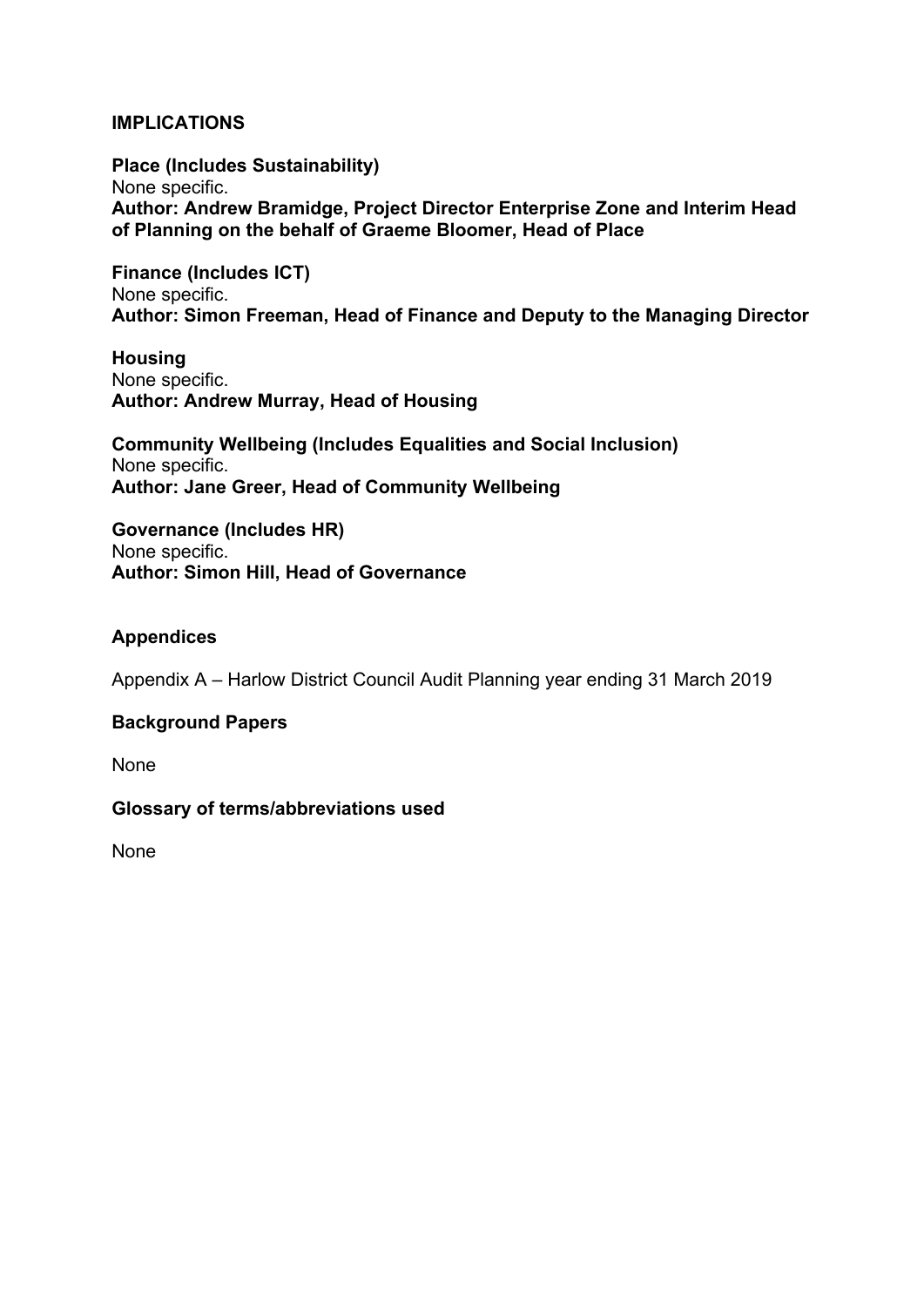## IMPLICATIONS

**Place (Includes Sustainability)**
None specific.
**Author: Andrew Bramidge, Project Director Enterprise Zone and Interim Head of Planning on the behalf of Graeme Bloomer, Head of Place**

**Finance (Includes ICT)**
None specific.
**Author: Simon Freeman, Head of Finance and Deputy to the Managing Director**

**Housing**
None specific.
**Author: Andrew Murray, Head of Housing**

**Community Wellbeing (Includes Equalities and Social Inclusion)**
None specific.
**Author: Jane Greer, Head of Community Wellbeing**

**Governance (Includes HR)**
None specific.
**Author: Simon Hill, Head of Governance**

### Appendices

Appendix A – Harlow District Council Audit Planning year ending 31 March 2019

### Background Papers

None

### Glossary of terms/abbreviations used

None